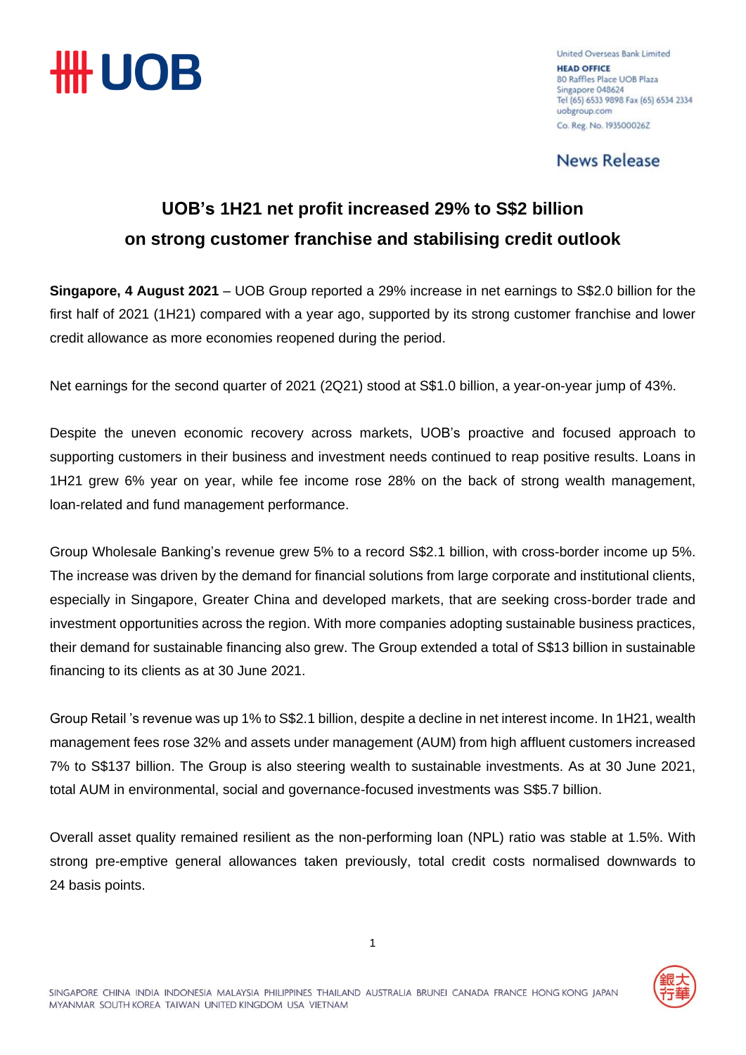United Overseas Bank Limited
**HEAD OFFICE**
80 Raffles Place UOB Plaza
Singapore 048624
Tel (65) 6533 9898 Fax (65) 6534 2334
uobgroup.com
Co. Reg. No. 193500026Z

News Release

# UOB's 1H21 net profit increased 29% to S$2 billion on strong customer franchise and stabilising credit outlook

**Singapore, 4 August 2021** – UOB Group reported a 29% increase in net earnings to S$2.0 billion for the first half of 2021 (1H21) compared with a year ago, supported by its strong customer franchise and lower credit allowance as more economies reopened during the period.

Net earnings for the second quarter of 2021 (2Q21) stood at S$1.0 billion, a year-on-year jump of 43%.

Despite the uneven economic recovery across markets, UOB's proactive and focused approach to supporting customers in their business and investment needs continued to reap positive results. Loans in 1H21 grew 6% year on year, while fee income rose 28% on the back of strong wealth management, loan-related and fund management performance.

Group Wholesale Banking's revenue grew 5% to a record S$2.1 billion, with cross-border income up 5%. The increase was driven by the demand for financial solutions from large corporate and institutional clients, especially in Singapore, Greater China and developed markets, that are seeking cross-border trade and investment opportunities across the region. With more companies adopting sustainable business practices, their demand for sustainable financing also grew. The Group extended a total of S$13 billion in sustainable financing to its clients as at 30 June 2021.

Group Retail 's revenue was up 1% to S$2.1 billion, despite a decline in net interest income. In 1H21, wealth management fees rose 32% and assets under management (AUM) from high affluent customers increased 7% to S$137 billion. The Group is also steering wealth to sustainable investments. As at 30 June 2021, total AUM in environmental, social and governance-focused investments was S$5.7 billion.

Overall asset quality remained resilient as the non-performing loan (NPL) ratio was stable at 1.5%. With strong pre-emptive general allowances taken previously, total credit costs normalised downwards to 24 basis points.

SINGAPORE CHINA INDIA INDONESIA MALAYSIA PHILIPPINES THAILAND AUSTRALIA BRUNEI CANADA FRANCE HONG KONG JAPAN MYANMAR SOUTH KOREA TAIWAN UNITED KINGDOM USA VIETNAM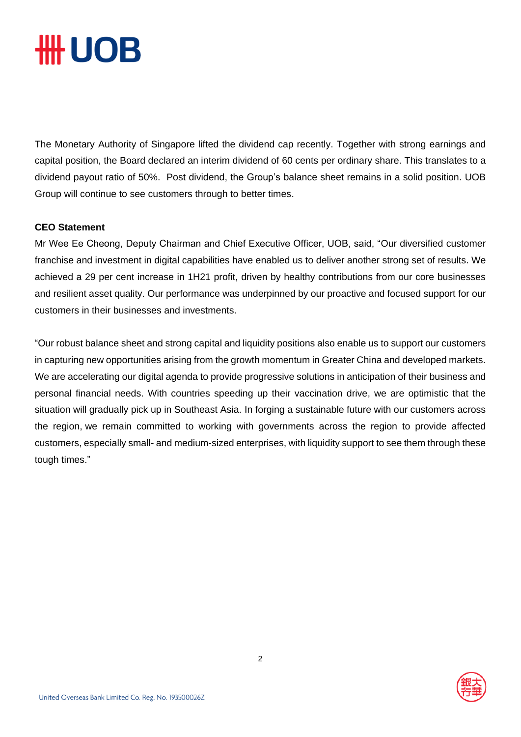The Monetary Authority of Singapore lifted the dividend cap recently. Together with strong earnings and capital position, the Board declared an interim dividend of 60 cents per ordinary share. This translates to a dividend payout ratio of 50%. Post dividend, the Group's balance sheet remains in a solid position. UOB Group will continue to see customers through to better times.

**CEO Statement**

Mr Wee Ee Cheong, Deputy Chairman and Chief Executive Officer, UOB, said, "Our diversified customer franchise and investment in digital capabilities have enabled us to deliver another strong set of results. We achieved a 29 per cent increase in 1H21 profit, driven by healthy contributions from our core businesses and resilient asset quality. Our performance was underpinned by our proactive and focused support for our customers in their businesses and investments.

"Our robust balance sheet and strong capital and liquidity positions also enable us to support our customers in capturing new opportunities arising from the growth momentum in Greater China and developed markets. We are accelerating our digital agenda to provide progressive solutions in anticipation of their business and personal financial needs. With countries speeding up their vaccination drive, we are optimistic that the situation will gradually pick up in Southeast Asia. In forging a sustainable future with our customers across the region, we remain committed to working with governments across the region to provide affected customers, especially small- and medium-sized enterprises, with liquidity support to see them through these tough times."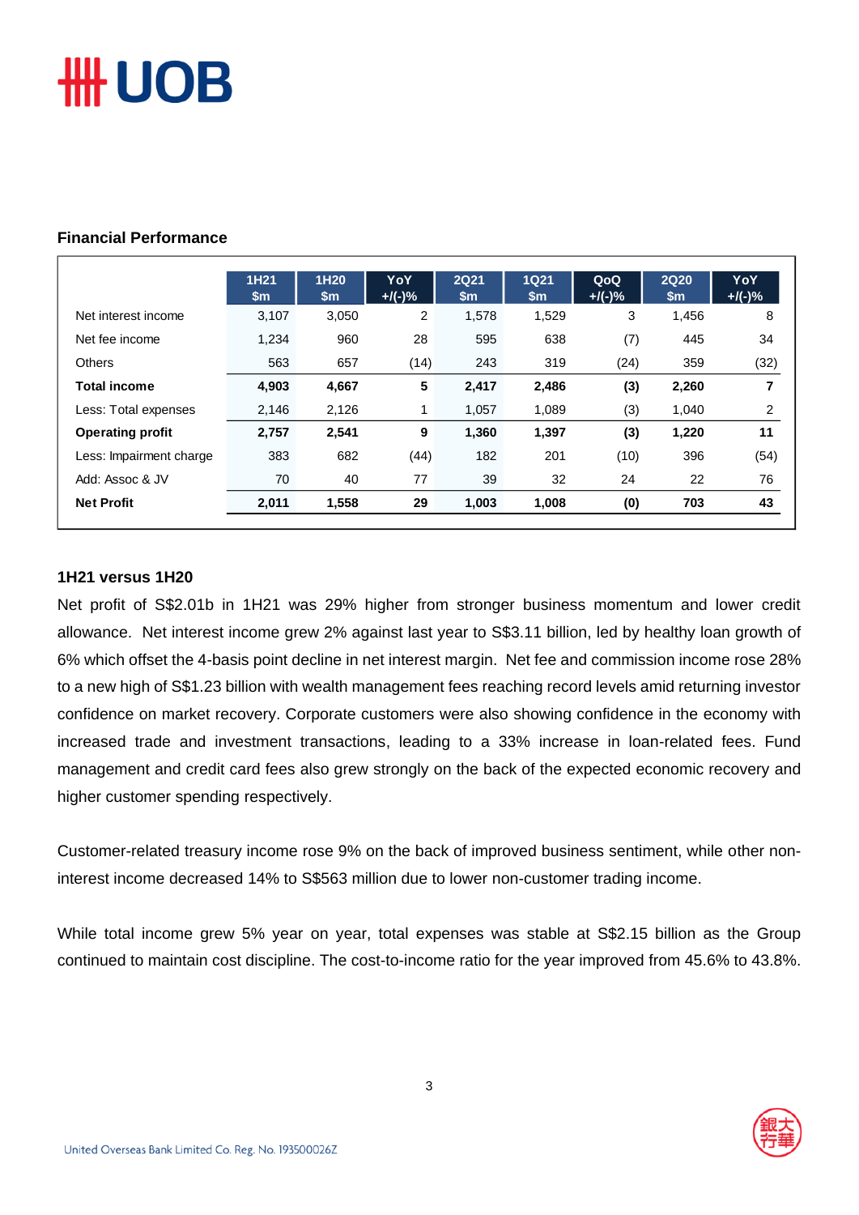## Financial Performance

| | 1H21 $m | 1H20 $m | YoY +/(-)% | 2Q21 $m | 1Q21 $m | QoQ +/(-)% | 2Q20 $m | YoY +/(-)% |
|---|---|---|---|---|---|---|---|---|
| Net interest income | 3,107 | 3,050 | 2 | 1,578 | 1,529 | 3 | 1,456 | 8 |
| Net fee income | 1,234 | 960 | 28 | 595 | 638 | (7) | 445 | 34 |
| Others | 563 | 657 | (14) | 243 | 319 | (24) | 359 | (32) |
| **Total income** | **4,903** | **4,667** | **5** | **2,417** | **2,486** | **(3)** | **2,260** | **7** |
| Less: Total expenses | 2,146 | 2,126 | 1 | 1,057 | 1,089 | (3) | 1,040 | 2 |
| **Operating profit** | **2,757** | **2,541** | **9** | **1,360** | **1,397** | **(3)** | **1,220** | **11** |
| Less: Impairment charge | 383 | 682 | (44) | 182 | 201 | (10) | 396 | (54) |
| Add: Assoc & JV | 70 | 40 | 77 | 39 | 32 | 24 | 22 | 76 |
| **Net Profit** | **2,011** | **1,558** | **29** | **1,003** | **1,008** | **(0)** | **703** | **43** |

### 1H21 versus 1H20

Net profit of S$2.01b in 1H21 was 29% higher from stronger business momentum and lower credit allowance. Net interest income grew 2% against last year to S$3.11 billion, led by healthy loan growth of 6% which offset the 4-basis point decline in net interest margin. Net fee and commission income rose 28% to a new high of S$1.23 billion with wealth management fees reaching record levels amid returning investor confidence on market recovery. Corporate customers were also showing confidence in the economy with increased trade and investment transactions, leading to a 33% increase in loan-related fees. Fund management and credit card fees also grew strongly on the back of the expected economic recovery and higher customer spending respectively.

Customer-related treasury income rose 9% on the back of improved business sentiment, while other non-interest income decreased 14% to S$563 million due to lower non-customer trading income.

While total income grew 5% year on year, total expenses was stable at S$2.15 billion as the Group continued to maintain cost discipline. The cost-to-income ratio for the year improved from 45.6% to 43.8%.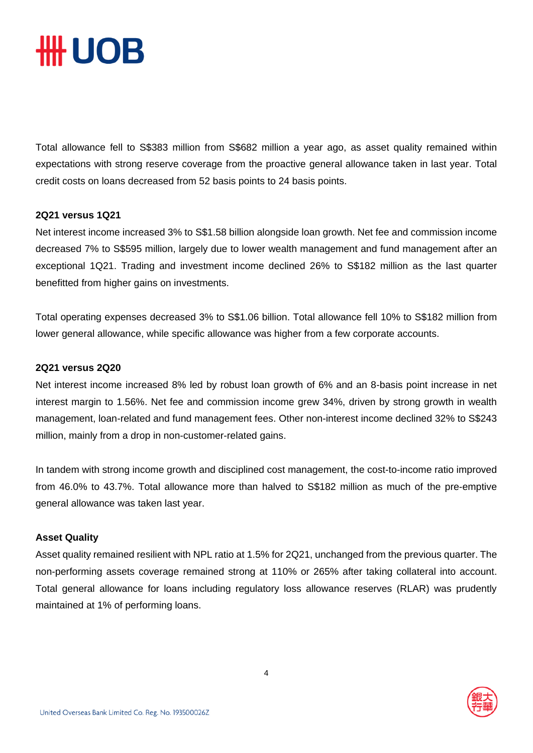Total allowance fell to S$383 million from S$682 million a year ago, as asset quality remained within expectations with strong reserve coverage from the proactive general allowance taken in last year. Total credit costs on loans decreased from 52 basis points to 24 basis points.

**2Q21 versus 1Q21**

Net interest income increased 3% to S$1.58 billion alongside loan growth. Net fee and commission income decreased 7% to S$595 million, largely due to lower wealth management and fund management after an exceptional 1Q21. Trading and investment income declined 26% to S$182 million as the last quarter benefitted from higher gains on investments.

Total operating expenses decreased 3% to S$1.06 billion. Total allowance fell 10% to S$182 million from lower general allowance, while specific allowance was higher from a few corporate accounts.

**2Q21 versus 2Q20**

Net interest income increased 8% led by robust loan growth of 6% and an 8-basis point increase in net interest margin to 1.56%. Net fee and commission income grew 34%, driven by strong growth in wealth management, loan-related and fund management fees. Other non-interest income declined 32% to S$243 million, mainly from a drop in non-customer-related gains.

In tandem with strong income growth and disciplined cost management, the cost-to-income ratio improved from 46.0% to 43.7%. Total allowance more than halved to S$182 million as much of the pre-emptive general allowance was taken last year.

**Asset Quality**

Asset quality remained resilient with NPL ratio at 1.5% for 2Q21, unchanged from the previous quarter. The non-performing assets coverage remained strong at 110% or 265% after taking collateral into account. Total general allowance for loans including regulatory loss allowance reserves (RLAR) was prudently maintained at 1% of performing loans.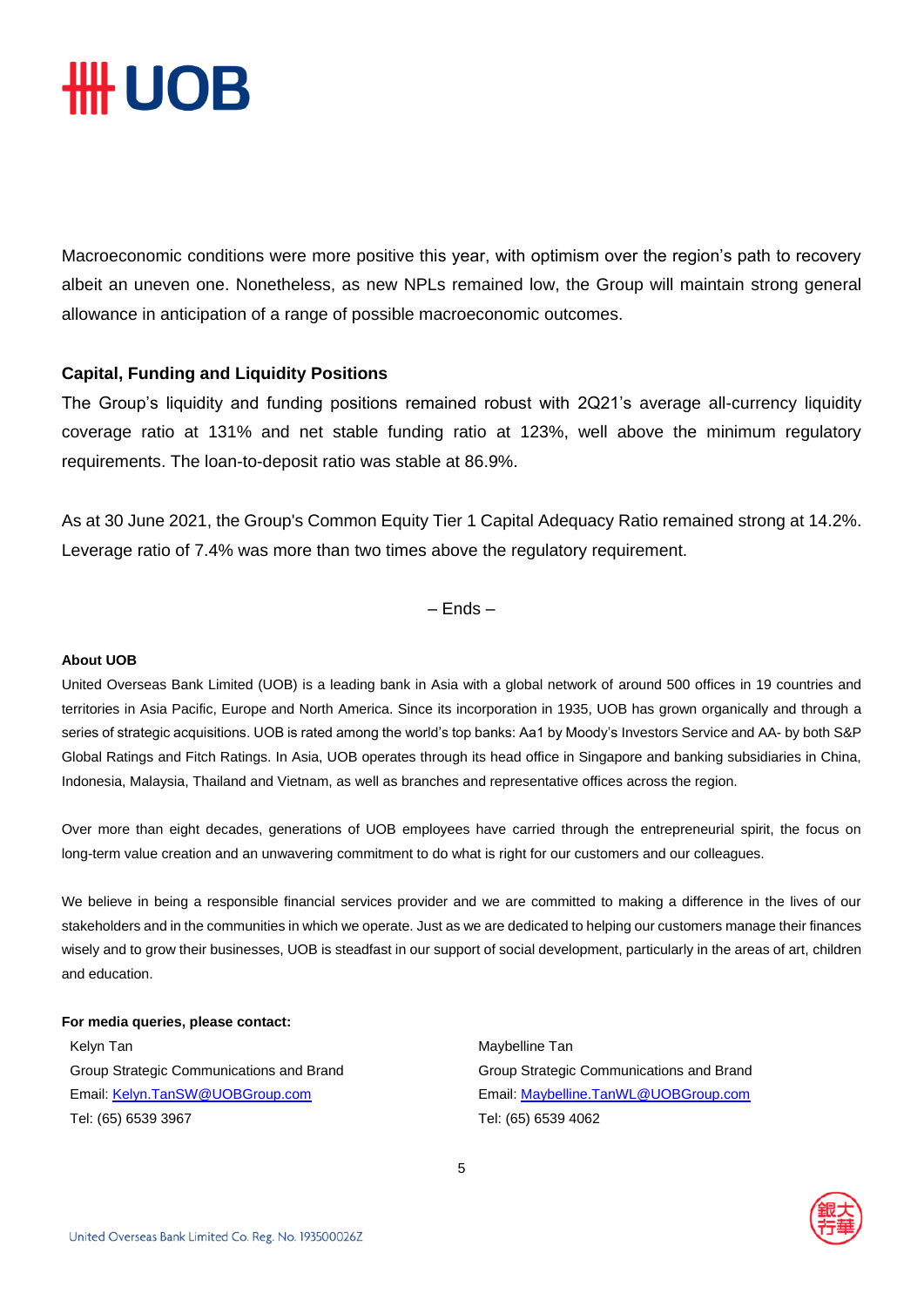Macroeconomic conditions were more positive this year, with optimism over the region's path to recovery albeit an uneven one. Nonetheless, as new NPLs remained low, the Group will maintain strong general allowance in anticipation of a range of possible macroeconomic outcomes.

## Capital, Funding and Liquidity Positions

The Group's liquidity and funding positions remained robust with 2Q21's average all-currency liquidity coverage ratio at 131% and net stable funding ratio at 123%, well above the minimum regulatory requirements. The loan-to-deposit ratio was stable at 86.9%.

As at 30 June 2021, the Group's Common Equity Tier 1 Capital Adequacy Ratio remained strong at 14.2%. Leverage ratio of 7.4% was more than two times above the regulatory requirement.

– Ends –

**About UOB**

United Overseas Bank Limited (UOB) is a leading bank in Asia with a global network of around 500 offices in 19 countries and territories in Asia Pacific, Europe and North America. Since its incorporation in 1935, UOB has grown organically and through a series of strategic acquisitions. UOB is rated among the world's top banks: Aa1 by Moody's Investors Service and AA- by both S&P Global Ratings and Fitch Ratings. In Asia, UOB operates through its head office in Singapore and banking subsidiaries in China, Indonesia, Malaysia, Thailand and Vietnam, as well as branches and representative offices across the region.

Over more than eight decades, generations of UOB employees have carried through the entrepreneurial spirit, the focus on long-term value creation and an unwavering commitment to do what is right for our customers and our colleagues.

We believe in being a responsible financial services provider and we are committed to making a difference in the lives of our stakeholders and in the communities in which we operate. Just as we are dedicated to helping our customers manage their finances wisely and to grow their businesses, UOB is steadfast in our support of social development, particularly in the areas of art, children and education.

**For media queries, please contact:**

Kelyn Tan
Group Strategic Communications and Brand
Email: Kelyn.TanSW@UOBGroup.com
Tel: (65) 6539 3967

Maybelline Tan
Group Strategic Communications and Brand
Email: Maybelline.TanWL@UOBGroup.com
Tel: (65) 6539 4062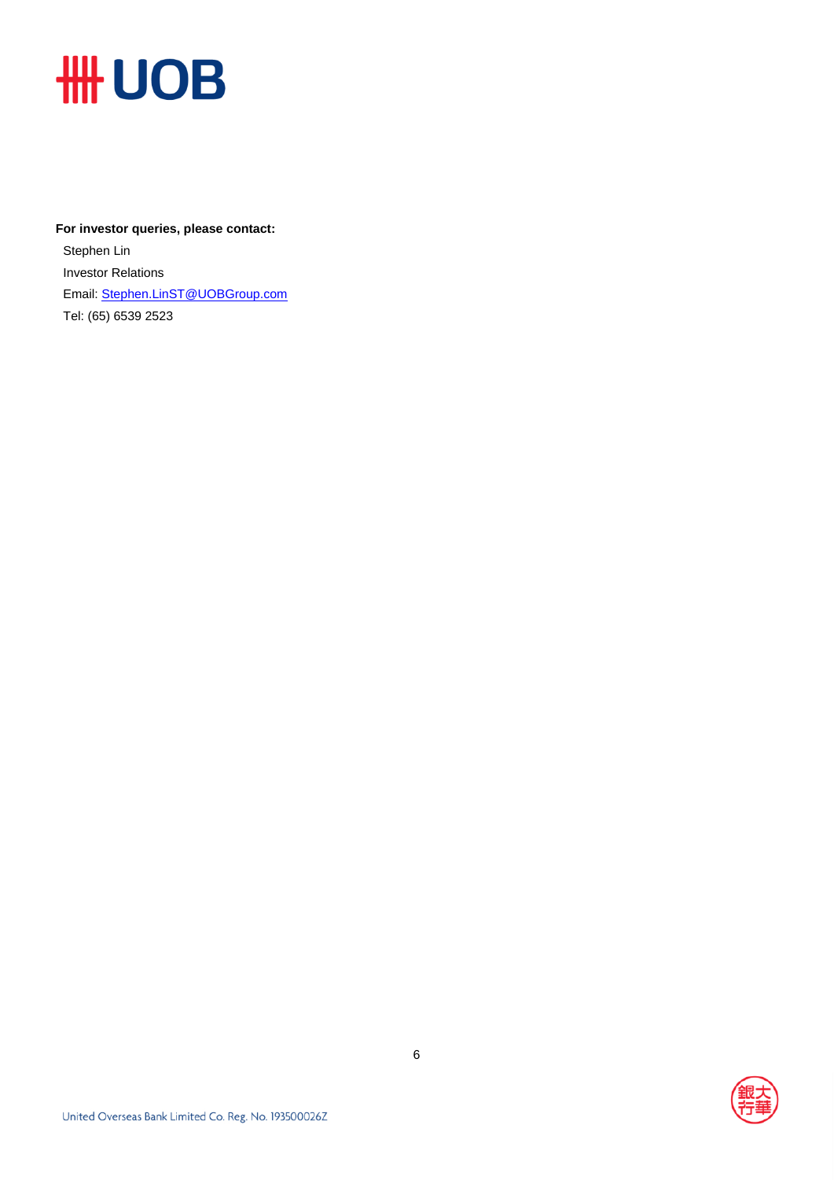**For investor queries, please contact:**

Stephen Lin
Investor Relations
Email: Stephen.LinST@UOBGroup.com
Tel: (65) 6539 2523